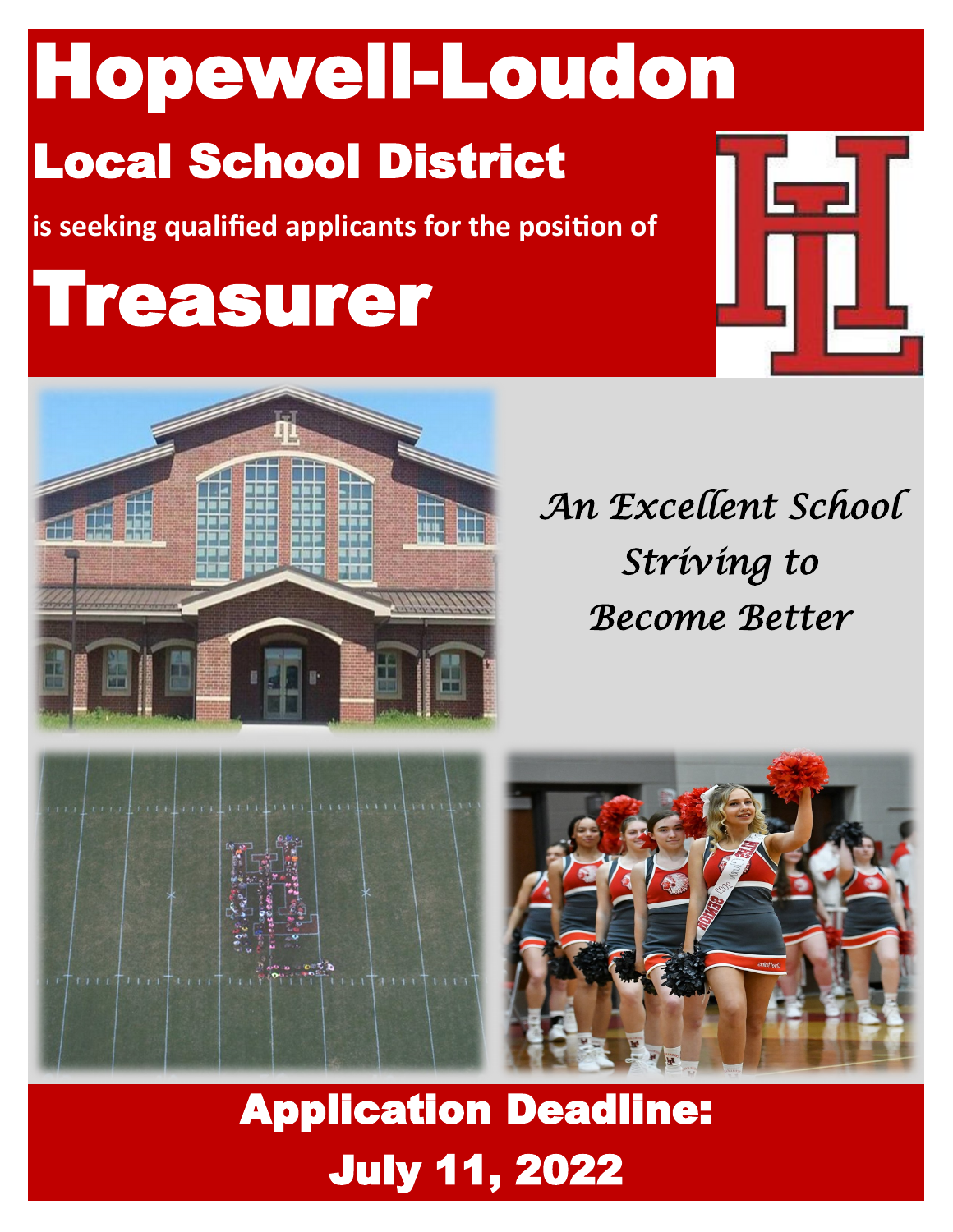# Hopewell-Loudon

## Local School District

**is seeking qualified applicants for the position of**

# Treasurer

*An Excellent School Striving to Become Better*

## Application Deadline: July 11, 2022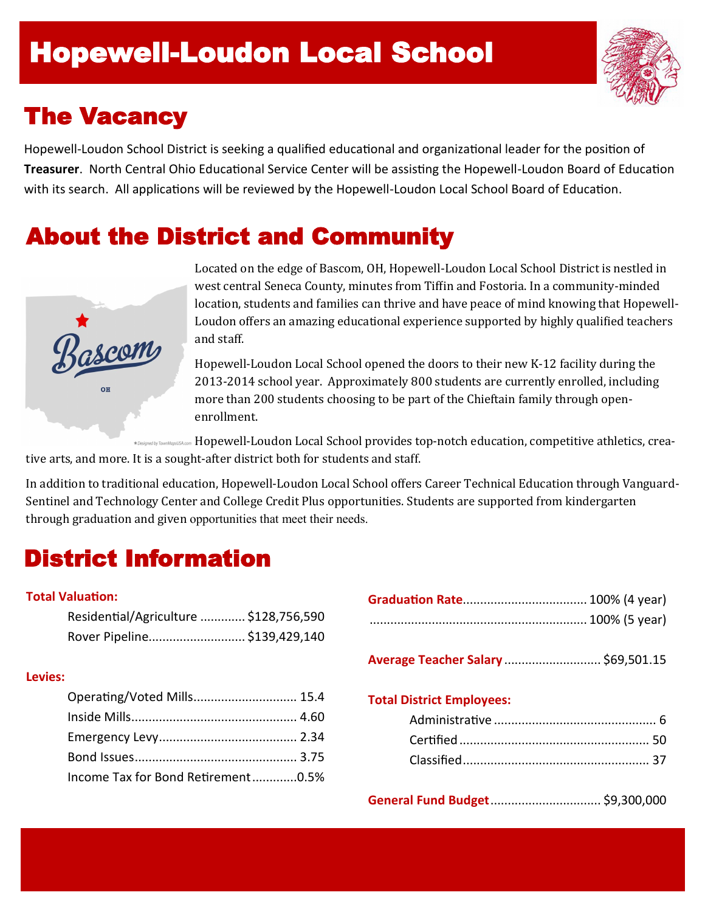# Hopewell-Loudon Local School

## The Vacancy

Hopewell-Loudon School District is seeking a qualified educational and organizational leader for the position of **Treasurer**. North Central Ohio Educational Service Center will be assisting the Hopewell-Loudon Board of Education with its search. All applications will be reviewed by the Hopewell-Loudon Local School Board of Education.

## About the District and Community

Located on the edge of Bascom, OH, Hopewell-Loudon Local School District is nestled in west central Seneca County, minutes from Tiffin and Fostoria. In a community-minded location, students and families can thrive and have peace of mind knowing that Hopewell-Loudon offers an amazing educational experience supported by highly qualified teachers and staff.

Hopewell-Loudon Local School opened the doors to their new K-12 facility during the 2013-2014 school year. Approximately 800 students are currently enrolled, including more than 200 students choosing to be part of the Chieftain family through open-enrollment.

Hopewell-Loudon Local School provides top-notch education, competitive athletics, creative arts, and more. It is a sought-after district both for students and staff.

In addition to traditional education, Hopewell-Loudon Local School offers Career Technical Education through Vanguard-Sentinel and Technology Center and College Credit Plus opportunities. Students are supported from kindergarten through graduation and given opportunities that meet their needs.

## District Information

**Total Valuation:**

| | |
|---|---|
| Residential/Agriculture | $128,756,590 |
| Rover Pipeline | $139,429,140 |

**Levies:**

| | |
|---|---|
| Operating/Voted Mills | 15.4 |
| Inside Mills | 4.60 |
| Emergency Levy | 2.34 |
| Bond Issues | 3.75 |
| Income Tax for Bond Retirement | 0.5% |

**Graduation Rate** .......... 100% (4 year)
.......... 100% (5 year)

**Average Teacher Salary** .......... $69,501.15

**Total District Employees:**

| | |
|---|---|
| Administrative | 6 |
| Certified | 50 |
| Classified | 37 |

**General Fund Budget** .......... $9,300,000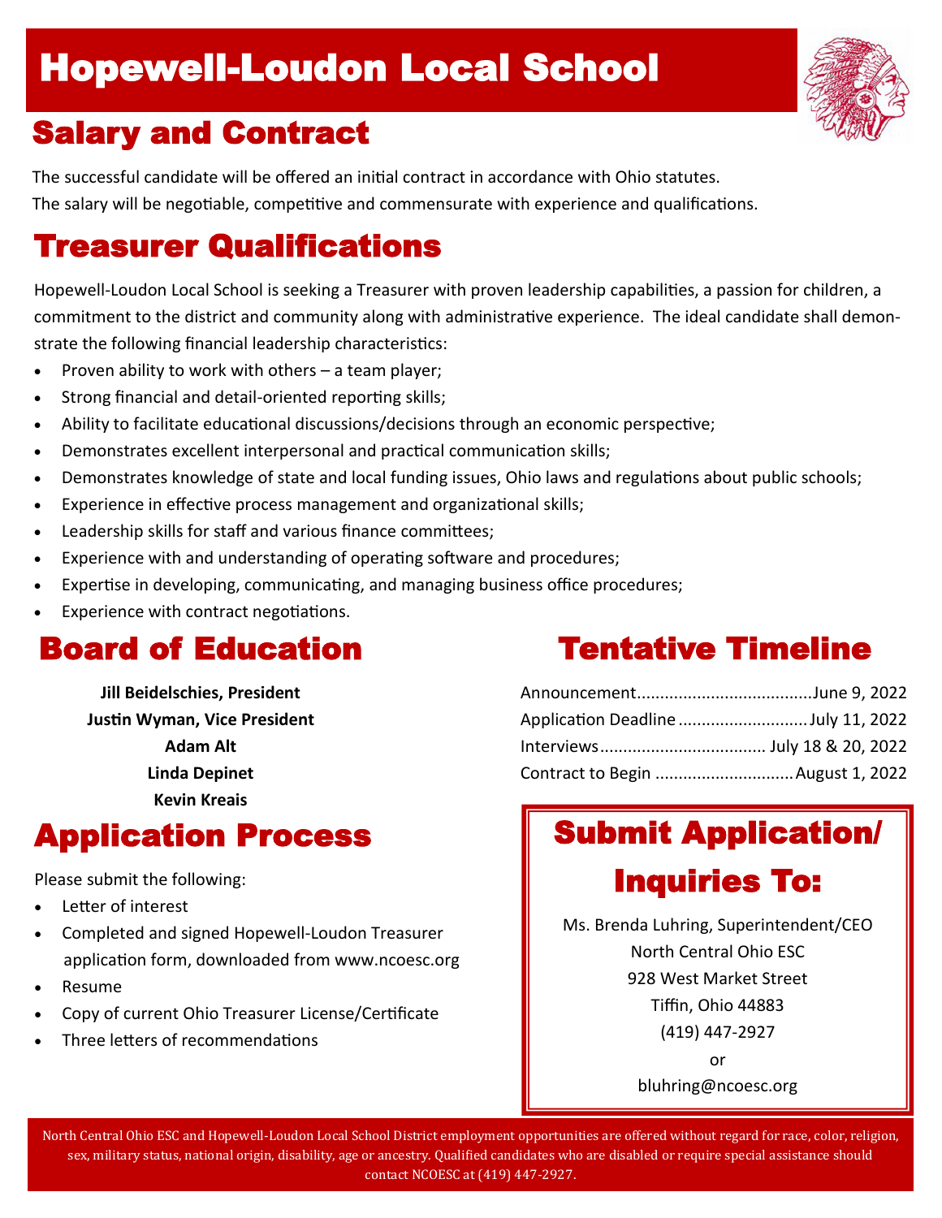# Hopewell-Loudon Local School

## Salary and Contract

The successful candidate will be offered an initial contract in accordance with Ohio statutes.
The salary will be negotiable, competitive and commensurate with experience and qualifications.

## Treasurer Qualifications

Hopewell-Loudon Local School is seeking a Treasurer with proven leadership capabilities, a passion for children, a commitment to the district and community along with administrative experience. The ideal candidate shall demonstrate the following financial leadership characteristics:

- Proven ability to work with others – a team player;
- Strong financial and detail-oriented reporting skills;
- Ability to facilitate educational discussions/decisions through an economic perspective;
- Demonstrates excellent interpersonal and practical communication skills;
- Demonstrates knowledge of state and local funding issues, Ohio laws and regulations about public schools;
- Experience in effective process management and organizational skills;
- Leadership skills for staff and various finance committees;
- Experience with and understanding of operating software and procedures;
- Expertise in developing, communicating, and managing business office procedures;
- Experience with contract negotiations.

## Board of Education

**Jill Beidelschies, President**
**Justin Wyman, Vice President**
**Adam Alt**
**Linda Depinet**
**Kevin Kreais**

## Tentative Timeline

| | |
|---|---|
| Announcement | June 9, 2022 |
| Application Deadline | July 11, 2022 |
| Interviews | July 18 & 20, 2022 |
| Contract to Begin | August 1, 2022 |

## Application Process

Please submit the following:

- Letter of interest
- Completed and signed Hopewell-Loudon Treasurer application form, downloaded from www.ncoesc.org
- Resume
- Copy of current Ohio Treasurer License/Certificate
- Three letters of recommendations

## Submit Application/ Inquiries To:

Ms. Brenda Luhring, Superintendent/CEO
North Central Ohio ESC
928 West Market Street
Tiffin, Ohio 44883
(419) 447-2927
or
bluhring@ncoesc.org

North Central Ohio ESC and Hopewell-Loudon Local School District employment opportunities are offered without regard for race, color, religion, sex, military status, national origin, disability, age or ancestry. Qualified candidates who are disabled or require special assistance should contact NCOESC at (419) 447-2927.